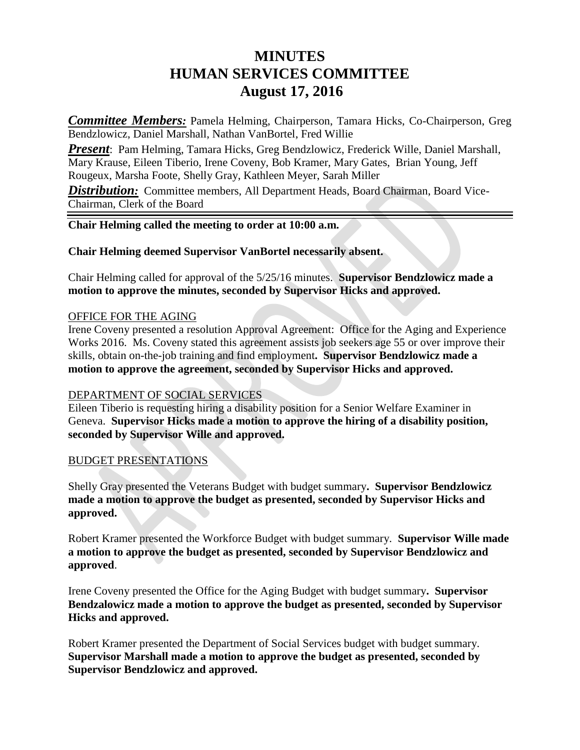# MINUTES
# HUMAN SERVICES COMMITTEE
# August 17, 2016

***Committee Members:*** Pamela Helming, Chairperson, Tamara Hicks, Co-Chairperson, Greg Bendzlowicz, Daniel Marshall, Nathan VanBortel, Fred Willie

***Present***: Pam Helming, Tamara Hicks, Greg Bendzlowicz, Frederick Wille, Daniel Marshall, Mary Krause, Eileen Tiberio, Irene Coveny, Bob Kramer, Mary Gates, Brian Young, Jeff Rougeux, Marsha Foote, Shelly Gray, Kathleen Meyer, Sarah Miller

***Distribution:*** Committee members, All Department Heads, Board Chairman, Board Vice-Chairman, Clerk of the Board

---

**Chair Helming called the meeting to order at 10:00 a.m.**

**Chair Helming deemed Supervisor VanBortel necessarily absent.**

Chair Helming called for approval of the 5/25/16 minutes. **Supervisor Bendzlowicz made a motion to approve the minutes, seconded by Supervisor Hicks and approved.**

OFFICE FOR THE AGING

Irene Coveny presented a resolution Approval Agreement: Office for the Aging and Experience Works 2016. Ms. Coveny stated this agreement assists job seekers age 55 or over improve their skills, obtain on-the-job training and find employment**. Supervisor Bendzlowicz made a motion to approve the agreement, seconded by Supervisor Hicks and approved.**

DEPARTMENT OF SOCIAL SERVICES

Eileen Tiberio is requesting hiring a disability position for a Senior Welfare Examiner in Geneva. **Supervisor Hicks made a motion to approve the hiring of a disability position, seconded by Supervisor Wille and approved.**

BUDGET PRESENTATIONS

Shelly Gray presented the Veterans Budget with budget summary**. Supervisor Bendzlowicz made a motion to approve the budget as presented, seconded by Supervisor Hicks and approved.**

Robert Kramer presented the Workforce Budget with budget summary. **Supervisor Wille made a motion to approve the budget as presented, seconded by Supervisor Bendzlowicz and approved**.

Irene Coveny presented the Office for the Aging Budget with budget summary**. Supervisor Bendzalowicz made a motion to approve the budget as presented, seconded by Supervisor Hicks and approved.**

Robert Kramer presented the Department of Social Services budget with budget summary. **Supervisor Marshall made a motion to approve the budget as presented, seconded by Supervisor Bendzlowicz and approved.**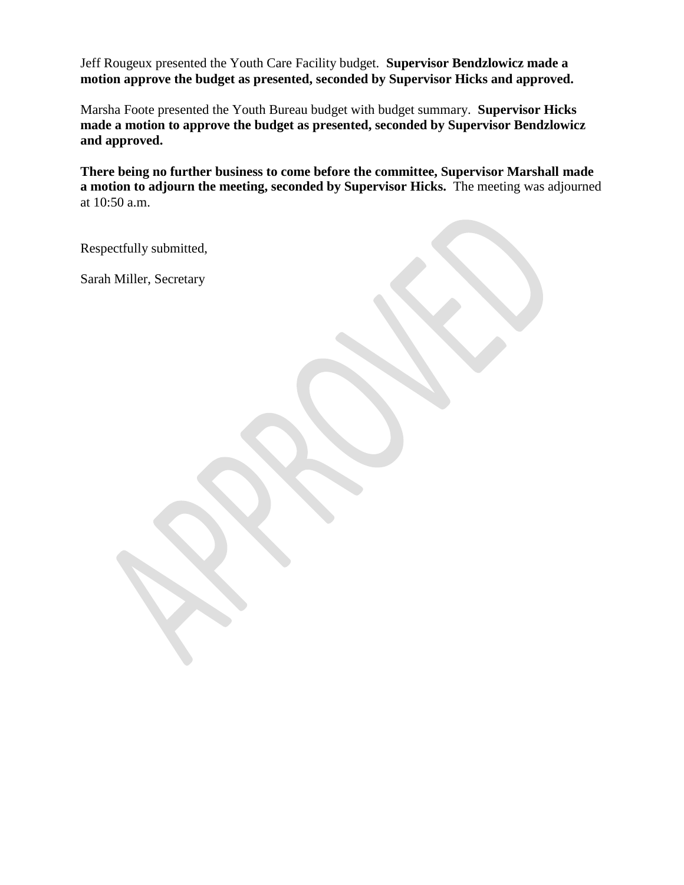Jeff Rougeux presented the Youth Care Facility budget. **Supervisor Bendzlowicz made a motion approve the budget as presented, seconded by Supervisor Hicks and approved.**

Marsha Foote presented the Youth Bureau budget with budget summary. **Supervisor Hicks made a motion to approve the budget as presented, seconded by Supervisor Bendzlowicz and approved.**

**There being no further business to come before the committee, Supervisor Marshall made a motion to adjourn the meeting, seconded by Supervisor Hicks.** The meeting was adjourned at 10:50 a.m.

Respectfully submitted,

Sarah Miller, Secretary

APPROVED